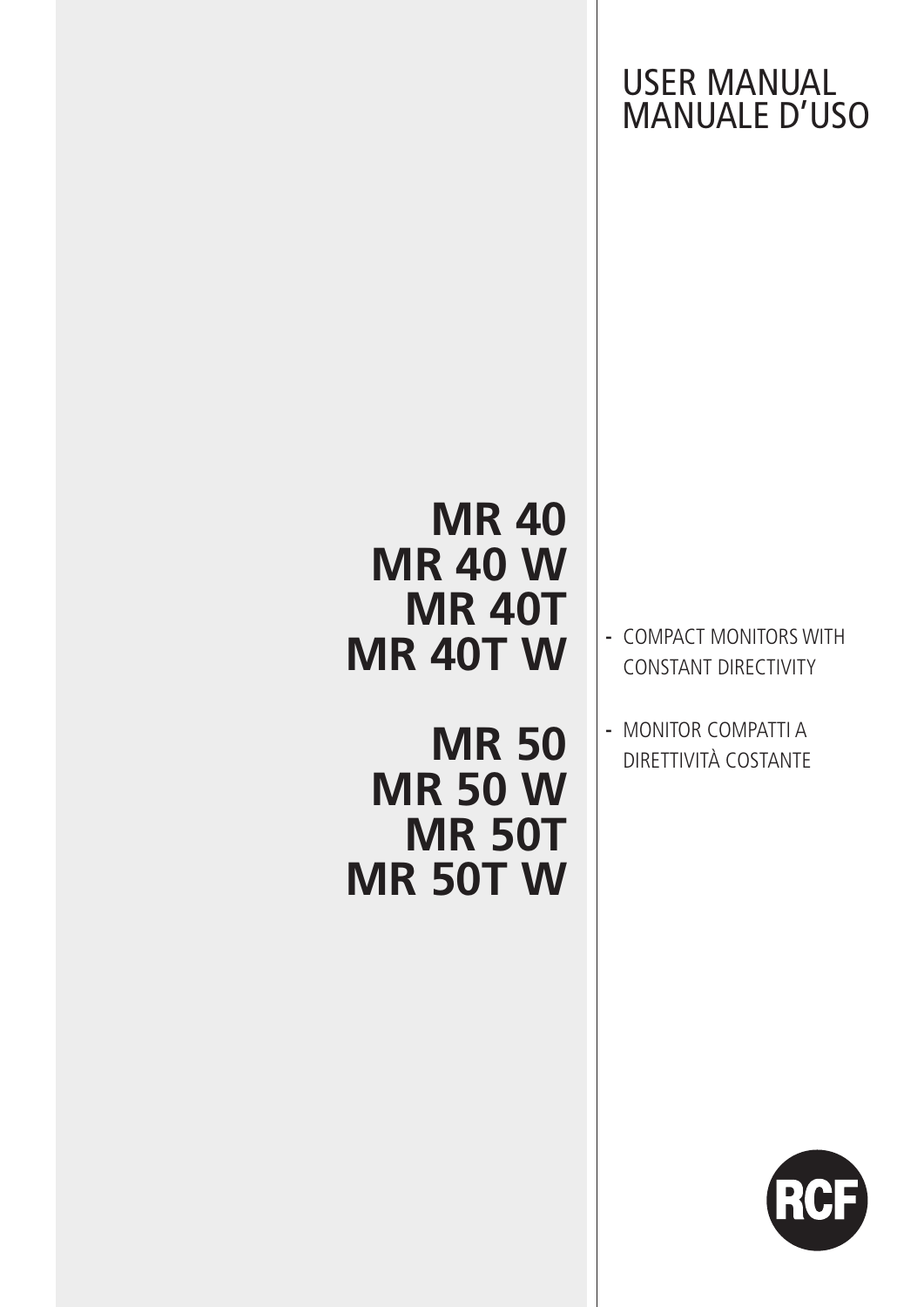USER MANUAL
MANUALE D'USO

# MR 40
# MR 40 W
# MR 40T
# MR 40T W

# MR 50
# MR 50 W
# MR 50T
# MR 50T W

- COMPACT MONITORS WITH CONSTANT DIRECTIVITY
- MONITOR COMPATTI A DIRETTIVITÀ COSTANTE

RCF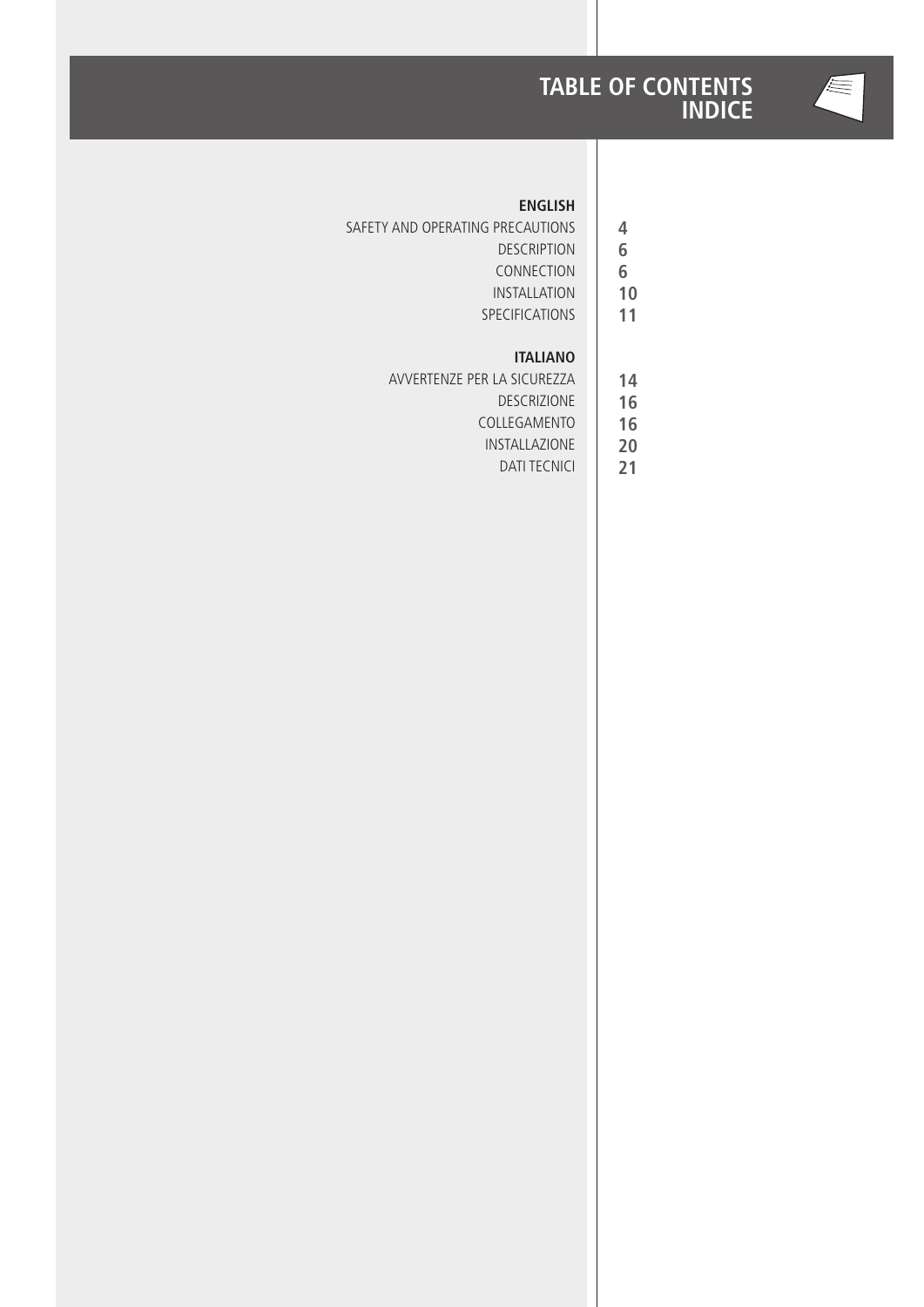# TABLE OF CONTENTS
# INDICE

| **ENGLISH** | |
|---|---|
| SAFETY AND OPERATING PRECAUTIONS | **4** |
| DESCRIPTION | **6** |
| CONNECTION | **6** |
| INSTALLATION | **10** |
| SPECIFICATIONS | **11** |

| **ITALIANO** | |
|---|---|
| AVVERTENZE PER LA SICUREZZA | **14** |
| DESCRIZIONE | **16** |
| COLLEGAMENTO | **16** |
| INSTALLAZIONE | **20** |
| DATI TECNICI | **21** |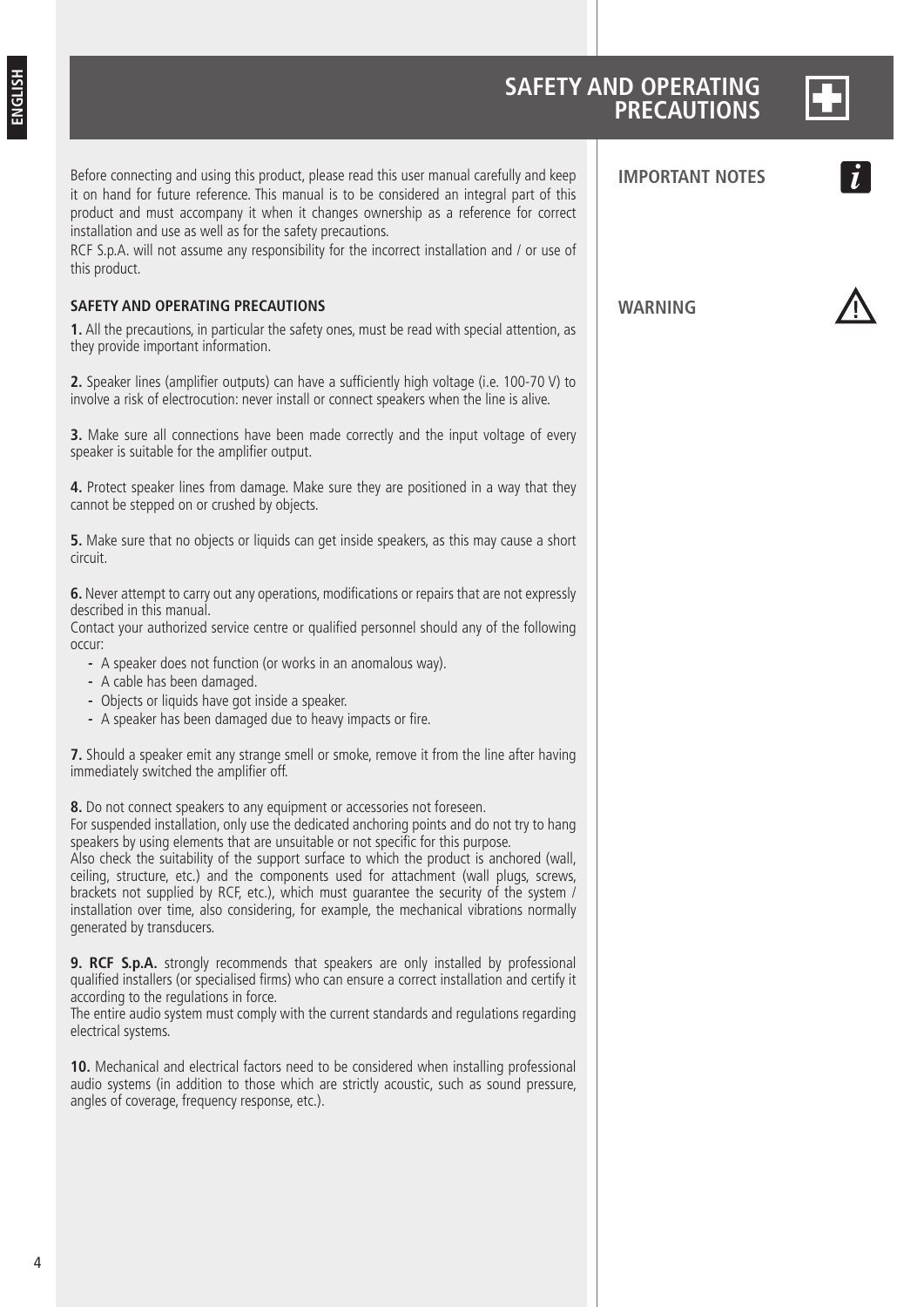# SAFETY AND OPERATING PRECAUTIONS

Before connecting and using this product, please read this user manual carefully and keep it on hand for future reference. This manual is to be considered an integral part of this product and must accompany it when it changes ownership as a reference for correct installation and use as well as for the safety precautions.

RCF S.p.A. will not assume any responsibility for the incorrect installation and / or use of this product.

### SAFETY AND OPERATING PRECAUTIONS

**1.** All the precautions, in particular the safety ones, must be read with special attention, as they provide important information.

**2.** Speaker lines (amplifier outputs) can have a sufficiently high voltage (i.e. 100-70 V) to involve a risk of electrocution: never install or connect speakers when the line is alive.

**3.** Make sure all connections have been made correctly and the input voltage of every speaker is suitable for the amplifier output.

**4.** Protect speaker lines from damage. Make sure they are positioned in a way that they cannot be stepped on or crushed by objects.

**5.** Make sure that no objects or liquids can get inside speakers, as this may cause a short circuit.

**6.** Never attempt to carry out any operations, modifications or repairs that are not expressly described in this manual.

Contact your authorized service centre or qualified personnel should any of the following occur:

- A speaker does not function (or works in an anomalous way).
- A cable has been damaged.
- Objects or liquids have got inside a speaker.
- A speaker has been damaged due to heavy impacts or fire.

**7.** Should a speaker emit any strange smell or smoke, remove it from the line after having immediately switched the amplifier off.

**8.** Do not connect speakers to any equipment or accessories not foreseen.

For suspended installation, only use the dedicated anchoring points and do not try to hang speakers by using elements that are unsuitable or not specific for this purpose.

Also check the suitability of the support surface to which the product is anchored (wall, ceiling, structure, etc.) and the components used for attachment (wall plugs, screws, brackets not supplied by RCF, etc.), which must guarantee the security of the system / installation over time, also considering, for example, the mechanical vibrations normally generated by transducers.

**9. RCF S.p.A.** strongly recommends that speakers are only installed by professional qualified installers (or specialised firms) who can ensure a correct installation and certify it according to the regulations in force.

The entire audio system must comply with the current standards and regulations regarding electrical systems.

**10.** Mechanical and electrical factors need to be considered when installing professional audio systems (in addition to those which are strictly acoustic, such as sound pressure, angles of coverage, frequency response, etc.).

**IMPORTANT NOTES**

**WARNING**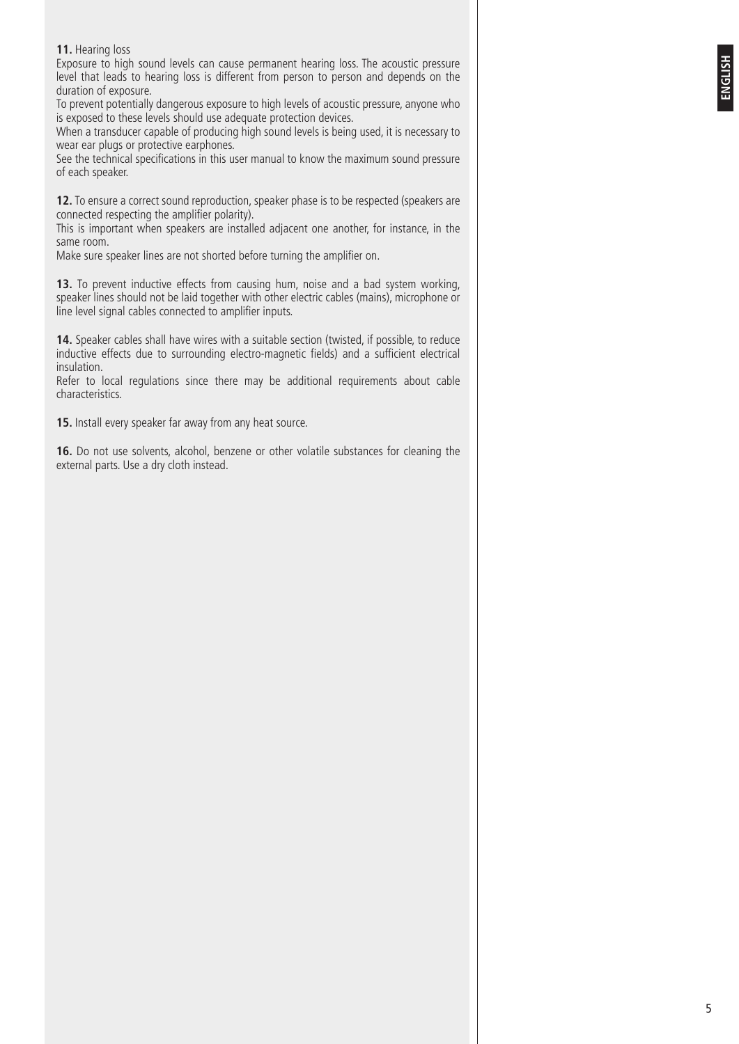**11.** Hearing loss

Exposure to high sound levels can cause permanent hearing loss. The acoustic pressure level that leads to hearing loss is different from person to person and depends on the duration of exposure.

To prevent potentially dangerous exposure to high levels of acoustic pressure, anyone who is exposed to these levels should use adequate protection devices.

When a transducer capable of producing high sound levels is being used, it is necessary to wear ear plugs or protective earphones.

See the technical specifications in this user manual to know the maximum sound pressure of each speaker.

**12.** To ensure a correct sound reproduction, speaker phase is to be respected (speakers are connected respecting the amplifier polarity).

This is important when speakers are installed adjacent one another, for instance, in the same room.

Make sure speaker lines are not shorted before turning the amplifier on.

**13.** To prevent inductive effects from causing hum, noise and a bad system working, speaker lines should not be laid together with other electric cables (mains), microphone or line level signal cables connected to amplifier inputs.

**14.** Speaker cables shall have wires with a suitable section (twisted, if possible, to reduce inductive effects due to surrounding electro-magnetic fields) and a sufficient electrical insulation.

Refer to local regulations since there may be additional requirements about cable characteristics.

**15.** Install every speaker far away from any heat source.

**16.** Do not use solvents, alcohol, benzene or other volatile substances for cleaning the external parts. Use a dry cloth instead.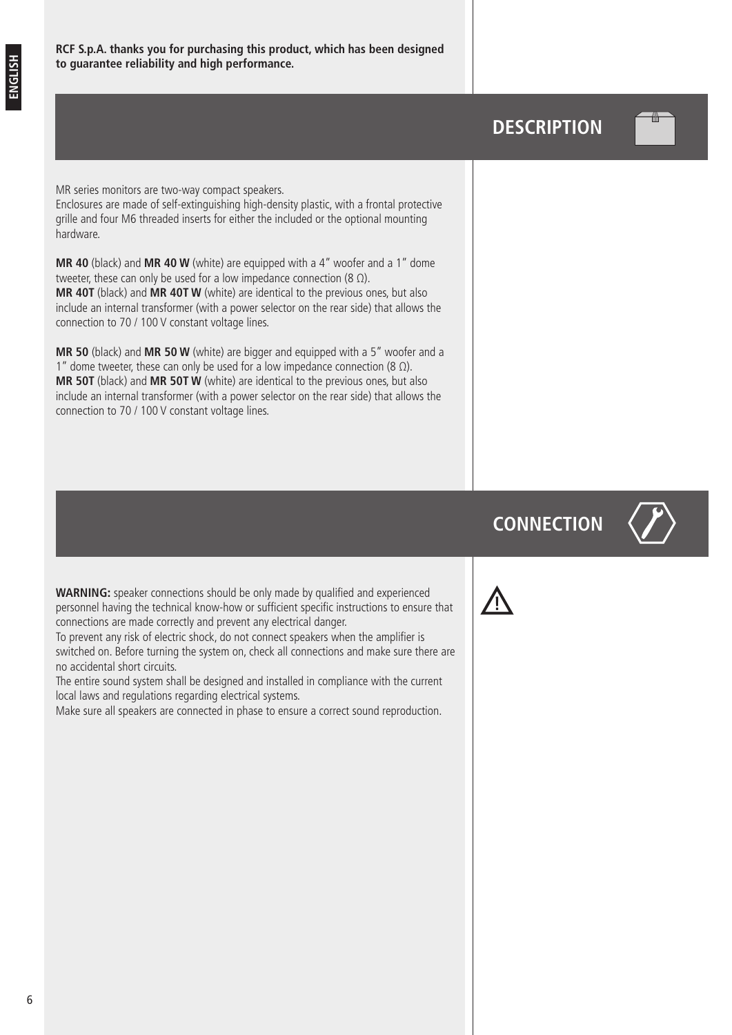**RCF S.p.A. thanks you for purchasing this product, which has been designed to guarantee reliability and high performance.**

## DESCRIPTION

MR series monitors are two-way compact speakers.
Enclosures are made of self-extinguishing high-density plastic, with a frontal protective grille and four M6 threaded inserts for either the included or the optional mounting hardware.

**MR 40** (black) and **MR 40 W** (white) are equipped with a 4" woofer and a 1" dome tweeter, these can only be used for a low impedance connection (8 Ω).
**MR 40T** (black) and **MR 40T W** (white) are identical to the previous ones, but also include an internal transformer (with a power selector on the rear side) that allows the connection to 70 / 100 V constant voltage lines.

**MR 50** (black) and **MR 50 W** (white) are bigger and equipped with a 5" woofer and a 1" dome tweeter, these can only be used for a low impedance connection (8 Ω).
**MR 50T** (black) and **MR 50T W** (white) are identical to the previous ones, but also include an internal transformer (with a power selector on the rear side) that allows the connection to 70 / 100 V constant voltage lines.

## CONNECTION

**WARNING:** speaker connections should be only made by qualified and experienced personnel having the technical know-how or sufficient specific instructions to ensure that connections are made correctly and prevent any electrical danger.
To prevent any risk of electric shock, do not connect speakers when the amplifier is switched on. Before turning the system on, check all connections and make sure there are no accidental short circuits.
The entire sound system shall be designed and installed in compliance with the current local laws and regulations regarding electrical systems.
Make sure all speakers are connected in phase to ensure a correct sound reproduction.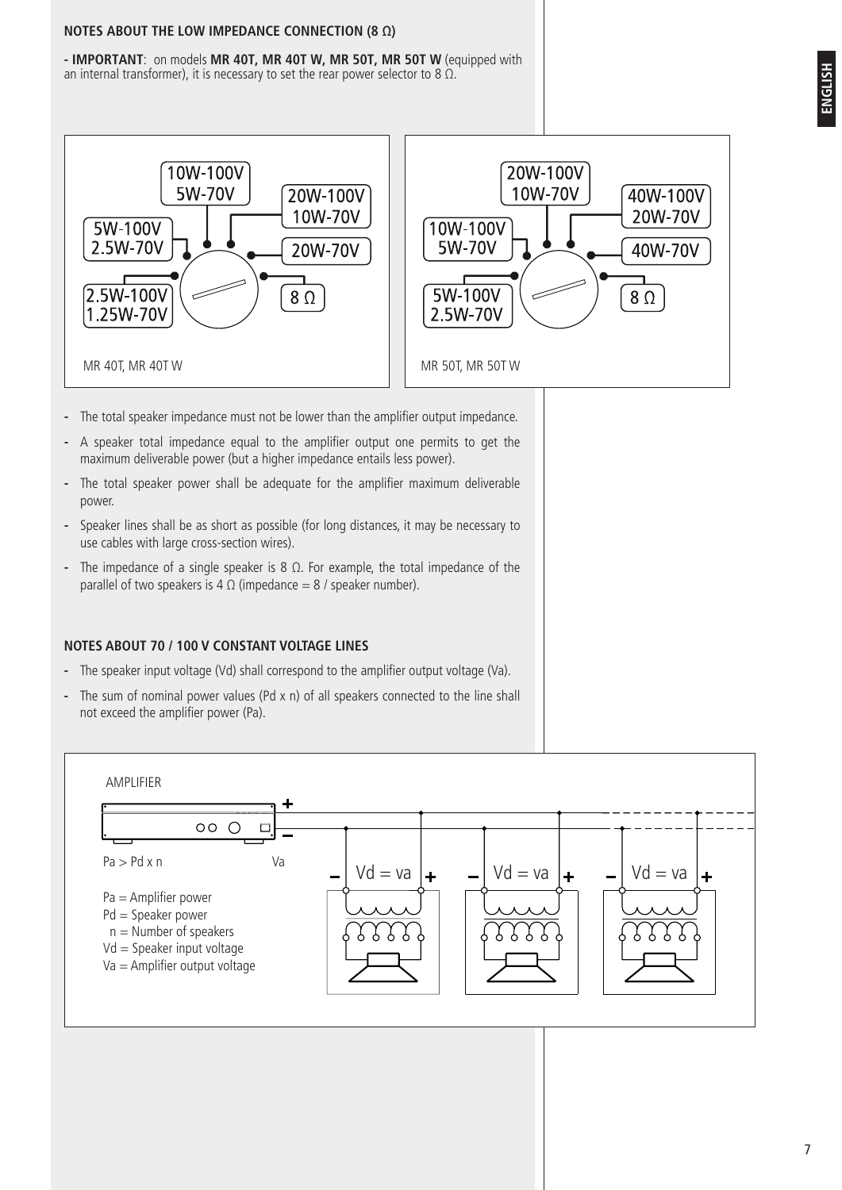### NOTES ABOUT THE LOW IMPEDANCE CONNECTION (8 Ω)

**- IMPORTANT**: on models **MR 40T, MR 40T W, MR 50T, MR 50T W** (equipped with an internal transformer), it is necessary to set the rear power selector to 8 Ω.

MR 40T, MR 40T W: 1.25W-70V / 2.5W-100V; 2.5W-70V / 5W-100V; 5W-70V / 10W-100V; 10W-70V / 20W-100V; 20W-70V; 8 Ω

MR 50T, MR 50T W: 2.5W-70V / 5W-100V; 5W-70V / 10W-100V; 10W-70V / 20W-100V; 20W-70V / 40W-100V; 40W-70V; 8 Ω

- The total speaker impedance must not be lower than the amplifier output impedance.
- A speaker total impedance equal to the amplifier output one permits to get the maximum deliverable power (but a higher impedance entails less power).
- The total speaker power shall be adequate for the amplifier maximum deliverable power.
- Speaker lines shall be as short as possible (for long distances, it may be necessary to use cables with large cross-section wires).
- The impedance of a single speaker is 8 Ω. For example, the total impedance of the parallel of two speakers is 4 Ω (impedance = 8 / speaker number).

### NOTES ABOUT 70 / 100 V CONSTANT VOLTAGE LINES

- The speaker input voltage (Vd) shall correspond to the amplifier output voltage (Va).
- The sum of nominal power values (Pd x n) of all speakers connected to the line shall not exceed the amplifier power (Pa).

AMPLIFIER

Pa > Pd x n    Va

Vd = va    Vd = va    Vd = va

Pa = Amplifier power
Pd = Speaker power
n = Number of speakers
Vd = Speaker input voltage
Va = Amplifier output voltage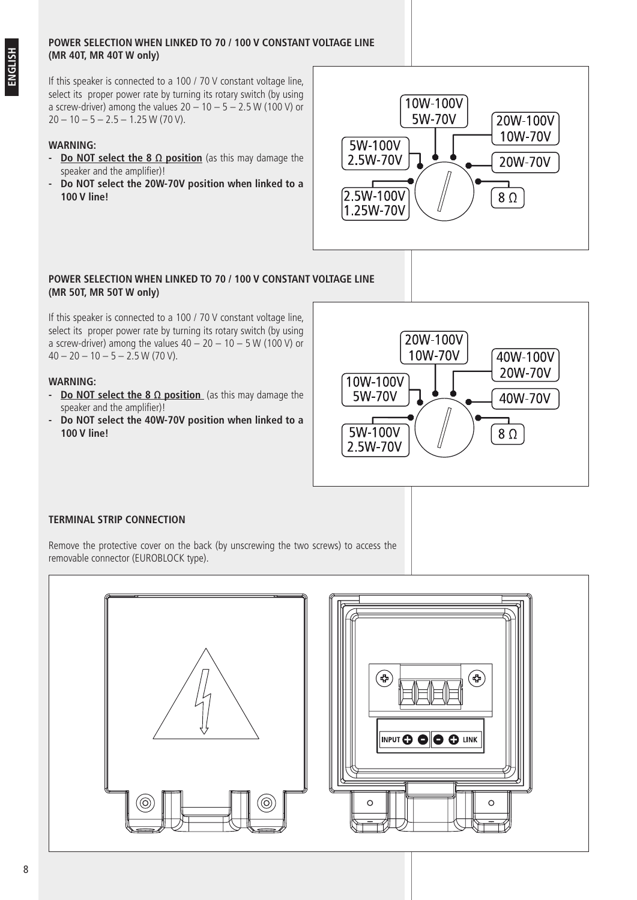## POWER SELECTION WHEN LINKED TO 70 / 100 V CONSTANT VOLTAGE LINE (MR 40T, MR 40T W only)

If this speaker is connected to a 100 / 70 V constant voltage line, select its proper power rate by turning its rotary switch (by using a screw-driver) among the values 20 – 10 – 5 – 2.5 W (100 V) or 20 – 10 – 5 – 2.5 – 1.25 W (70 V).

**WARNING:**

- **Do NOT select the 8 Ω position** (as this may damage the speaker and the amplifier)!
- **Do NOT select the 20W-70V position when linked to a 100 V line!**

10W-100V 5W-70V
20W-100V 10W-70V
5W-100V 2.5W-70V
20W-70V
2.5W-100V 1.25W-70V
8 Ω

## POWER SELECTION WHEN LINKED TO 70 / 100 V CONSTANT VOLTAGE LINE (MR 50T, MR 50T W only)

If this speaker is connected to a 100 / 70 V constant voltage line, select its proper power rate by turning its rotary switch (by using a screw-driver) among the values 40 – 20 – 10 – 5 W (100 V) or 40 – 20 – 10 – 5 – 2.5 W (70 V).

**WARNING:**

- **Do NOT select the 8 Ω position** (as this may damage the speaker and the amplifier)!
- **Do NOT select the 40W-70V position when linked to a 100 V line!**

20W-100V 10W-70V
40W-100V 20W-70V
10W-100V 5W-70V
40W-70V
5W-100V 2.5W-70V
8 Ω

## TERMINAL STRIP CONNECTION

Remove the protective cover on the back (by unscrewing the two screws) to access the removable connector (EUROBLOCK type).

INPUT + − − + LINK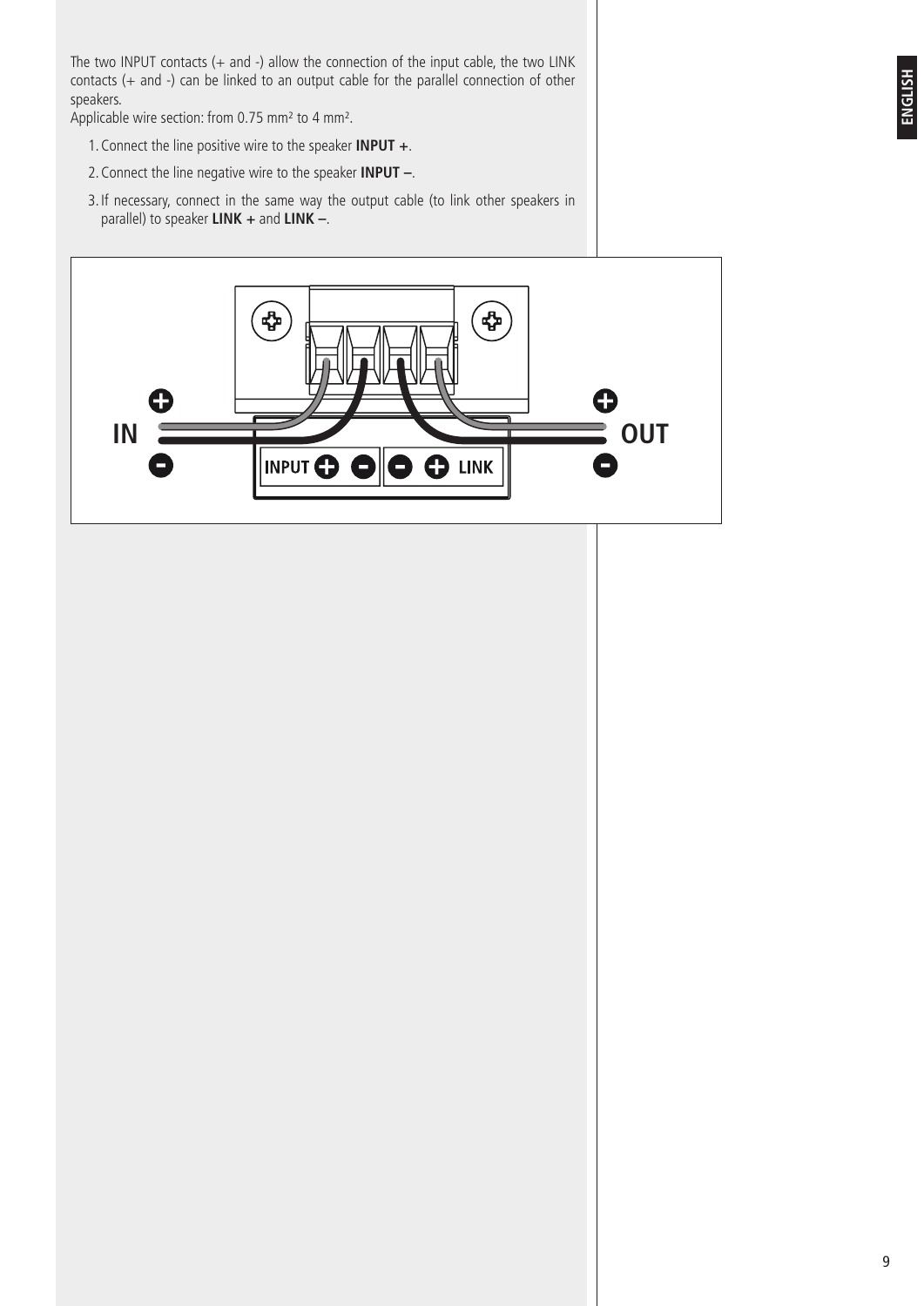The two INPUT contacts (+ and -) allow the connection of the input cable, the two LINK contacts (+ and -) can be linked to an output cable for the parallel connection of other speakers.

Applicable wire section: from 0.75 mm² to 4 mm².

1. Connect the line positive wire to the speaker **INPUT +**.
2. Connect the line negative wire to the speaker **INPUT –**.
3. If necessary, connect in the same way the output cable (to link other speakers in parallel) to speaker **LINK +** and **LINK –**.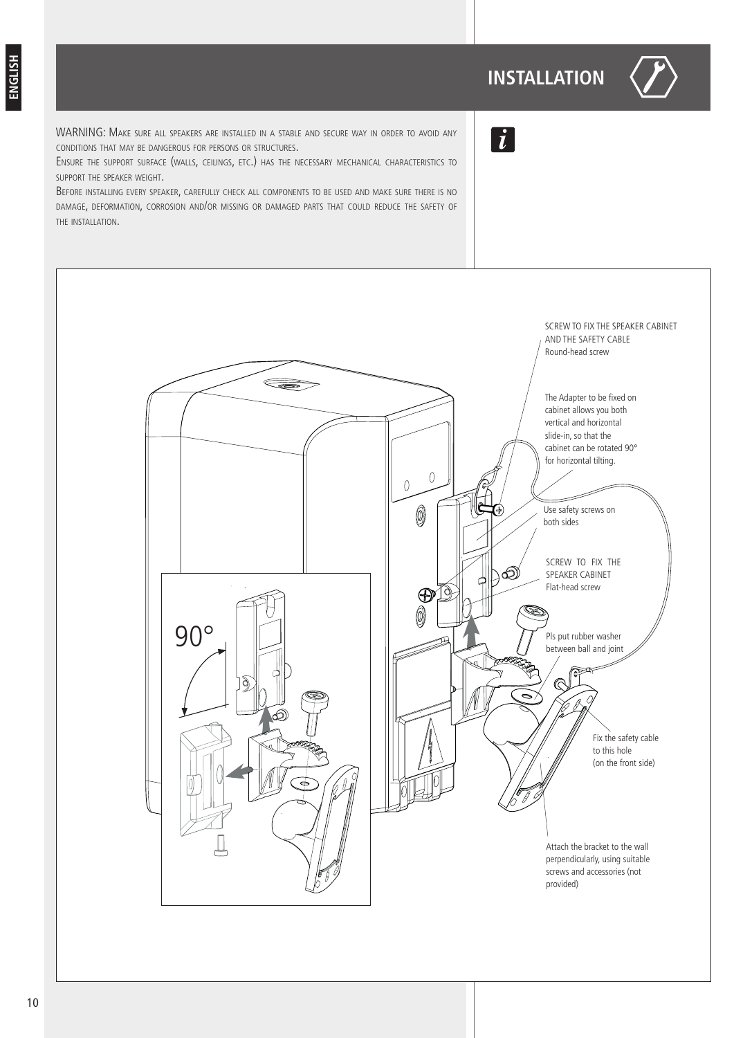# INSTALLATION

WARNING: Make sure all speakers are installed in a stable and secure way in order to avoid any conditions that may be dangerous for persons or structures.

Ensure the support surface (walls, ceilings, etc.) has the necessary mechanical characteristics to support the speaker weight.

Before installing every speaker, carefully check all components to be used and make sure there is no damage, deformation, corrosion and/or missing or damaged parts that could reduce the safety of the installation.

SCREW TO FIX THE SPEAKER CABINET AND THE SAFETY CABLE
Round-head screw

The Adapter to be fixed on cabinet allows you both vertical and horizontal slide-in, so that the cabinet can be rotated 90° for horizontal tilting.

Use safety screws on both sides

SCREW TO FIX THE SPEAKER CABINET
Flat-head screw

Pls put rubber washer between ball and joint

Fix the safety cable to this hole (on the front side)

Attach the bracket to the wall perpendicularly, using suitable screws and accessories (not provided)

90°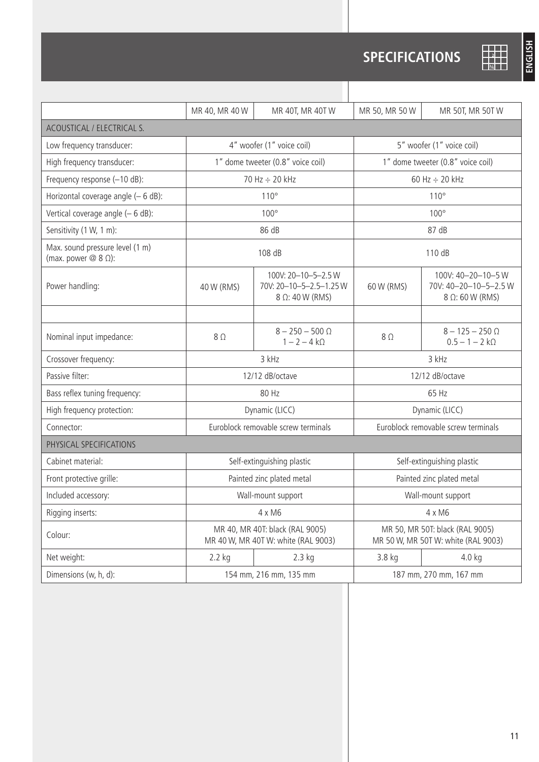# SPECIFICATIONS

| | MR 40, MR 40 W | MR 40T, MR 40T W | MR 50, MR 50 W | MR 50T, MR 50T W |
|---|---|---|---|---|
| ACOUSTICAL / ELECTRICAL S. | | | | |
| Low frequency transducer: | 4" woofer (1" voice coil) | | 5" woofer (1" voice coil) | |
| High frequency transducer: | 1" dome tweeter (0.8" voice coil) | | 1" dome tweeter (0.8" voice coil) | |
| Frequency response (–10 dB): | 70 Hz ÷ 20 kHz | | 60 Hz ÷ 20 kHz | |
| Horizontal coverage angle (– 6 dB): | 110° | | 110° | |
| Vertical coverage angle (– 6 dB): | 100° | | 100° | |
| Sensitivity (1 W, 1 m): | 86 dB | | 87 dB | |
| Max. sound pressure level (1 m) (max. power @ 8 Ω): | 108 dB | | 110 dB | |
| Power handling: | 40 W (RMS) | 100V: 20–10–5–2.5 W<br>70V: 20–10–5–2.5–1.25 W<br>8 Ω: 40 W (RMS) | 60 W (RMS) | 100V: 40–20–10–5 W<br>70V: 40–20–10–5–2.5 W<br>8 Ω: 60 W (RMS) |
| | | | | |
| Nominal input impedance: | 8 Ω | 8 – 250 – 500 Ω<br>1 – 2 – 4 kΩ | 8 Ω | 8 – 125 – 250 Ω<br>0.5 – 1 – 2 kΩ |
| Crossover frequency: | 3 kHz | | 3 kHz | |
| Passive filter: | 12/12 dB/octave | | 12/12 dB/octave | |
| Bass reflex tuning frequency: | 80 Hz | | 65 Hz | |
| High frequency protection: | Dynamic (LICC) | | Dynamic (LICC) | |
| Connector: | Euroblock removable screw terminals | | Euroblock removable screw terminals | |
| PHYSICAL SPECIFICATIONS | | | | |
| Cabinet material: | Self-extinguishing plastic | | Self-extinguishing plastic | |
| Front protective grille: | Painted zinc plated metal | | Painted zinc plated metal | |
| Included accessory: | Wall-mount support | | Wall-mount support | |
| Rigging inserts: | 4 x M6 | | 4 x M6 | |
| Colour: | MR 40, MR 40T: black (RAL 9005)<br>MR 40 W, MR 40T W: white (RAL 9003) | | MR 50, MR 50T: black (RAL 9005)<br>MR 50 W, MR 50T W: white (RAL 9003) | |
| Net weight: | 2.2 kg | 2.3 kg | 3.8 kg | 4.0 kg |
| Dimensions (w, h, d): | 154 mm, 216 mm, 135 mm | | 187 mm, 270 mm, 167 mm | |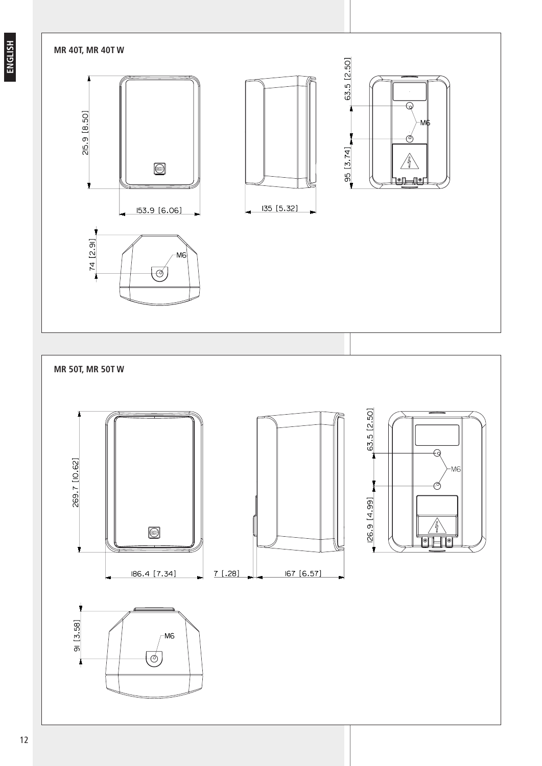## MR 40T, MR 40T W

215.9 [8.50]

153.9 [6.06]

135 [5.32]

63.5 [2.50]

95 [3.74]

M6

74 [2.91]

M6

## MR 50T, MR 50T W

269.7 [10.62]

186.4 [7.34]

7 [.28]

167 [6.57]

63.5 [2.50]

126.9 [4.99]

M6

91 [3.58]

M6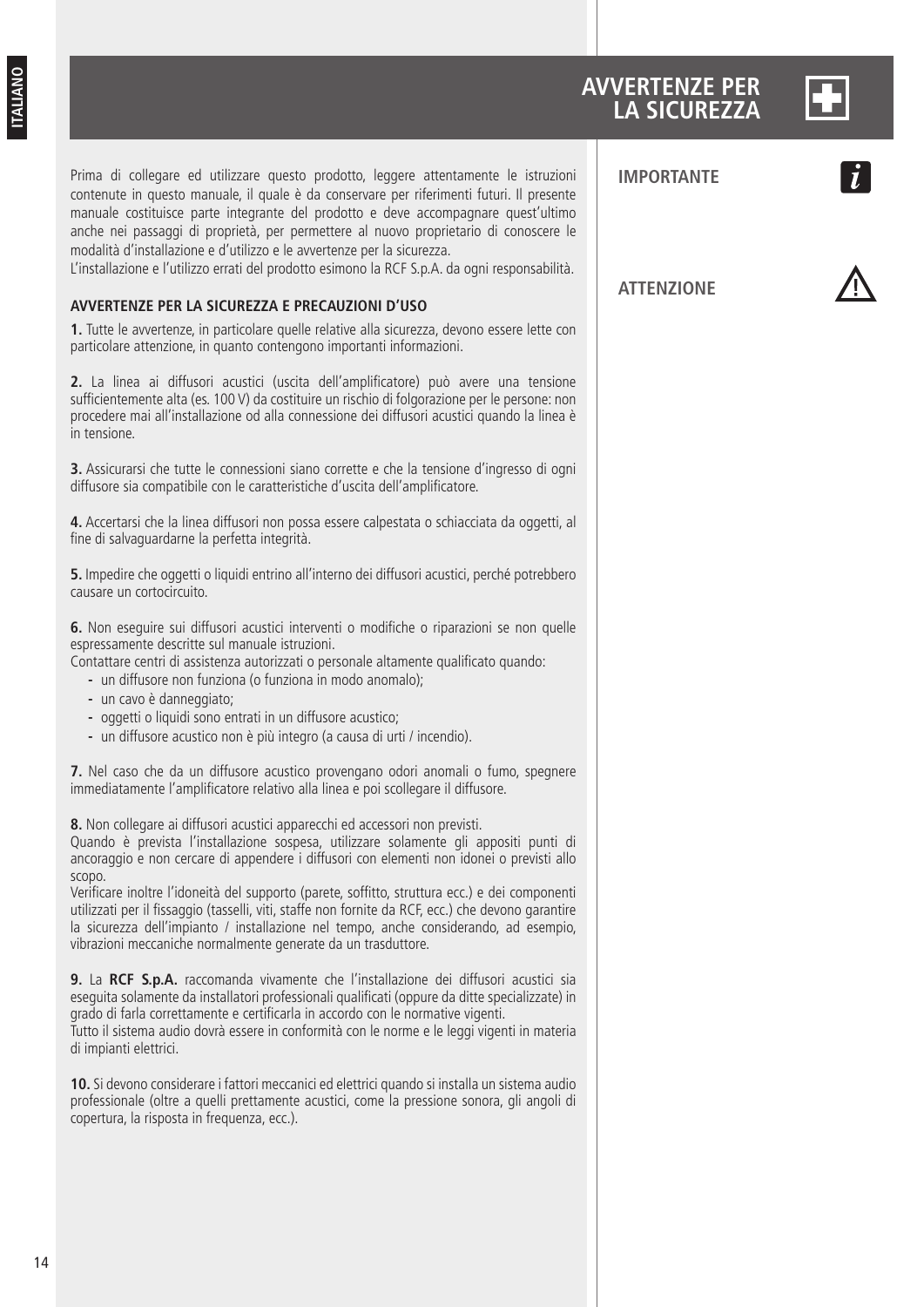# AVVERTENZE PER LA SICUREZZA

**IMPORTANTE**

**ATTENZIONE**

Prima di collegare ed utilizzare questo prodotto, leggere attentamente le istruzioni contenute in questo manuale, il quale è da conservare per riferimenti futuri. Il presente manuale costituisce parte integrante del prodotto e deve accompagnare quest'ultimo anche nei passaggi di proprietà, per permettere al nuovo proprietario di conoscere le modalità d'installazione e d'utilizzo e le avvertenze per la sicurezza.
L'installazione e l'utilizzo errati del prodotto esimono la RCF S.p.A. da ogni responsabilità.

## AVVERTENZE PER LA SICUREZZA E PRECAUZIONI D'USO

**1.** Tutte le avvertenze, in particolare quelle relative alla sicurezza, devono essere lette con particolare attenzione, in quanto contengono importanti informazioni.

**2.** La linea ai diffusori acustici (uscita dell'amplificatore) può avere una tensione sufficientemente alta (es. 100 V) da costituire un rischio di folgorazione per le persone: non procedere mai all'installazione od alla connessione dei diffusori acustici quando la linea è in tensione.

**3.** Assicurarsi che tutte le connessioni siano corrette e che la tensione d'ingresso di ogni diffusore sia compatibile con le caratteristiche d'uscita dell'amplificatore.

**4.** Accertarsi che la linea diffusori non possa essere calpestata o schiacciata da oggetti, al fine di salvaguardarne la perfetta integrità.

**5.** Impedire che oggetti o liquidi entrino all'interno dei diffusori acustici, perché potrebbero causare un cortocircuito.

**6.** Non eseguire sui diffusori acustici interventi o modifiche o riparazioni se non quelle espressamente descritte sul manuale istruzioni.
Contattare centri di assistenza autorizzati o personale altamente qualificato quando:

- un diffusore non funziona (o funziona in modo anomalo);
- un cavo è danneggiato;
- oggetti o liquidi sono entrati in un diffusore acustico;
- un diffusore acustico non è più integro (a causa di urti / incendio).

**7.** Nel caso che da un diffusore acustico provengano odori anomali o fumo, spegnere immediatamente l'amplificatore relativo alla linea e poi scollegare il diffusore.

**8.** Non collegare ai diffusori acustici apparecchi ed accessori non previsti.
Quando è prevista l'installazione sospesa, utilizzare solamente gli appositi punti di ancoraggio e non cercare di appendere i diffusori con elementi non idonei o previsti allo scopo.
Verificare inoltre l'idoneità del supporto (parete, soffitto, struttura ecc.) e dei componenti utilizzati per il fissaggio (tasselli, viti, staffe non fornite da RCF, ecc.) che devono garantire la sicurezza dell'impianto / installazione nel tempo, anche considerando, ad esempio, vibrazioni meccaniche normalmente generate da un trasduttore.

**9.** La **RCF S.p.A.** raccomanda vivamente che l'installazione dei diffusori acustici sia eseguita solamente da installatori professionali qualificati (oppure da ditte specializzate) in grado di farla correttamente e certificarla in accordo con le normative vigenti.
Tutto il sistema audio dovrà essere in conformità con le norme e le leggi vigenti in materia di impianti elettrici.

**10.** Si devono considerare i fattori meccanici ed elettrici quando si installa un sistema audio professionale (oltre a quelli prettamente acustici, come la pressione sonora, gli angoli di copertura, la risposta in frequenza, ecc.).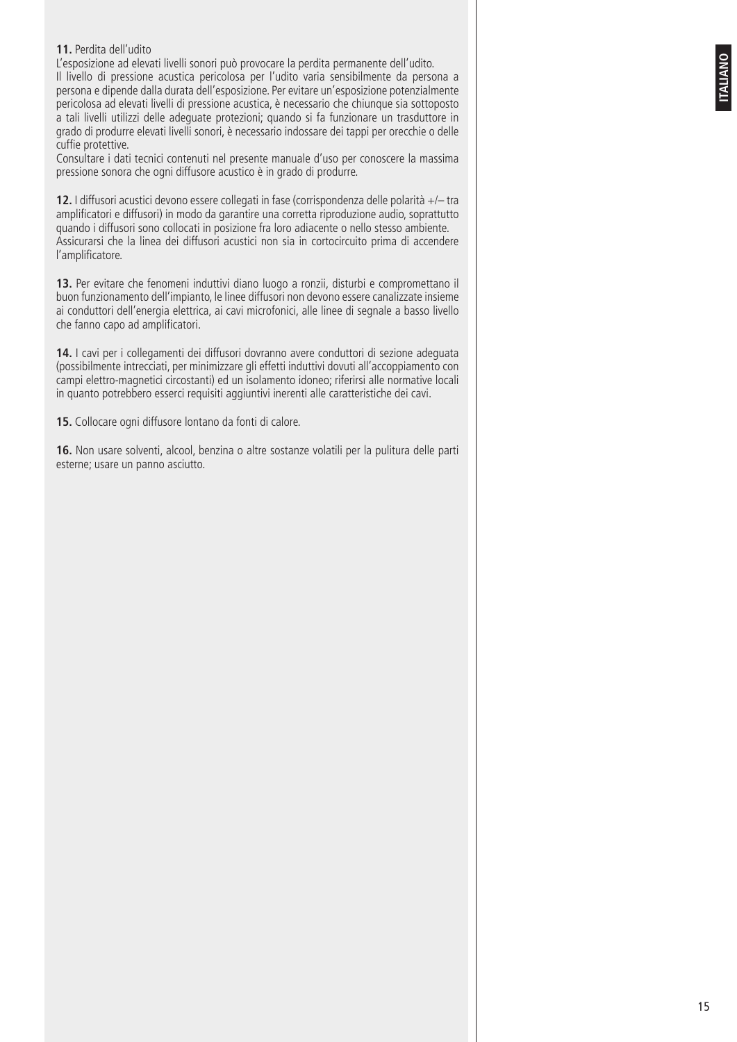**11.** Perdita dell'udito
L'esposizione ad elevati livelli sonori può provocare la perdita permanente dell'udito.
Il livello di pressione acustica pericolosa per l'udito varia sensibilmente da persona a persona e dipende dalla durata dell'esposizione. Per evitare un'esposizione potenzialmente pericolosa ad elevati livelli di pressione acustica, è necessario che chiunque sia sottoposto a tali livelli utilizzi delle adeguate protezioni; quando si fa funzionare un trasduttore in grado di produrre elevati livelli sonori, è necessario indossare dei tappi per orecchie o delle cuffie protettive.
Consultare i dati tecnici contenuti nel presente manuale d'uso per conoscere la massima pressione sonora che ogni diffusore acustico è in grado di produrre.

**12.** I diffusori acustici devono essere collegati in fase (corrispondenza delle polarità +/– tra amplificatori e diffusori) in modo da garantire una corretta riproduzione audio, soprattutto quando i diffusori sono collocati in posizione fra loro adiacente o nello stesso ambiente.
Assicurarsi che la linea dei diffusori acustici non sia in cortocircuito prima di accendere l'amplificatore.

**13.** Per evitare che fenomeni induttivi diano luogo a ronzii, disturbi e compromettano il buon funzionamento dell'impianto, le linee diffusori non devono essere canalizzate insieme ai conduttori dell'energia elettrica, ai cavi microfonici, alle linee di segnale a basso livello che fanno capo ad amplificatori.

**14.** I cavi per i collegamenti dei diffusori dovranno avere conduttori di sezione adeguata (possibilmente intrecciati, per minimizzare gli effetti induttivi dovuti all'accoppiamento con campi elettro-magnetici circostanti) ed un isolamento idoneo; riferirsi alle normative locali in quanto potrebbero esserci requisiti aggiuntivi inerenti alle caratteristiche dei cavi.

**15.** Collocare ogni diffusore lontano da fonti di calore.

**16.** Non usare solventi, alcool, benzina o altre sostanze volatili per la pulitura delle parti esterne; usare un panno asciutto.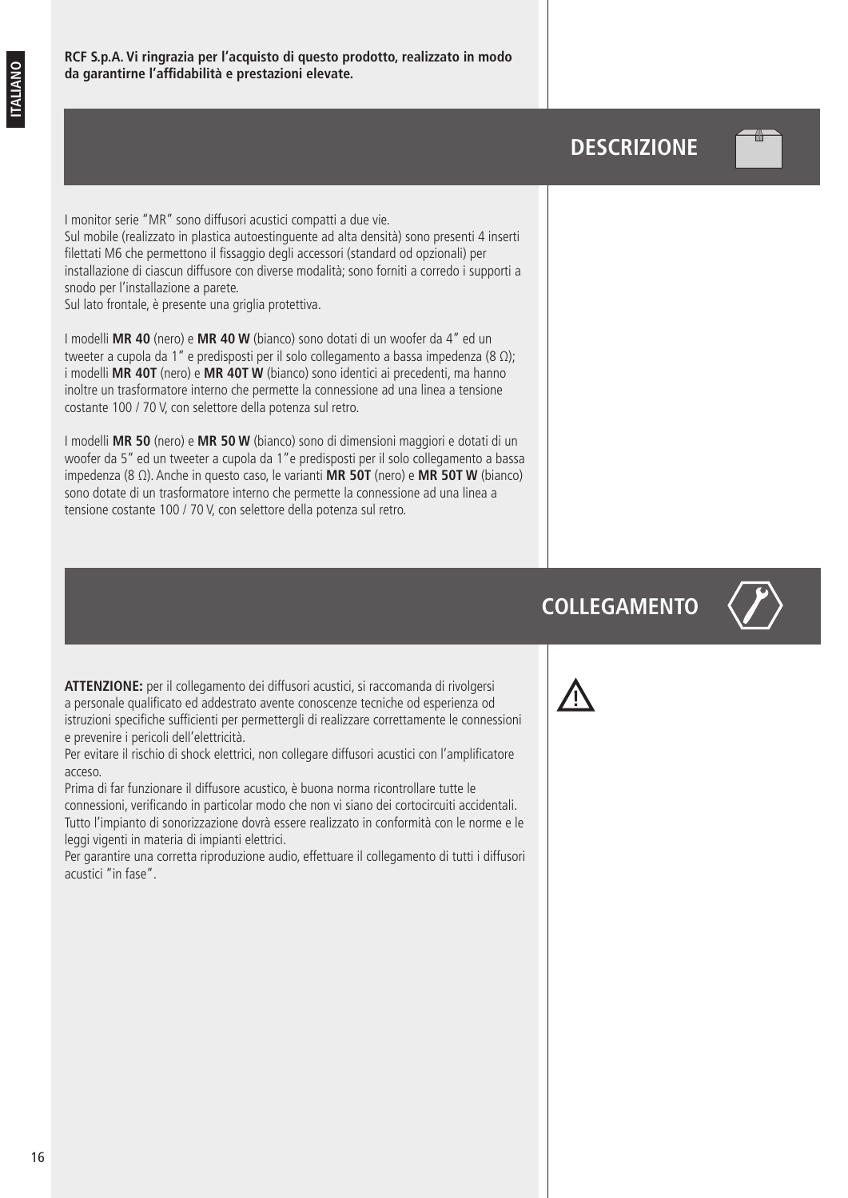**RCF S.p.A. Vi ringrazia per l'acquisto di questo prodotto, realizzato in modo da garantirne l'affidabilità e prestazioni elevate.**

## DESCRIZIONE

I monitor serie "MR" sono diffusori acustici compatti a due vie.
Sul mobile (realizzato in plastica autoestinguente ad alta densità) sono presenti 4 inserti filettati M6 che permettono il fissaggio degli accessori (standard od opzionali) per installazione di ciascun diffusore con diverse modalità; sono forniti a corredo i supporti a snodo per l'installazione a parete.
Sul lato frontale, è presente una griglia protettiva.

I modelli **MR 40** (nero) e **MR 40 W** (bianco) sono dotati di un woofer da 4" ed un tweeter a cupola da 1" e predisposti per il solo collegamento a bassa impedenza (8 Ω); i modelli **MR 40T** (nero) e **MR 40T W** (bianco) sono identici ai precedenti, ma hanno inoltre un trasformatore interno che permette la connessione ad una linea a tensione costante 100 / 70 V, con selettore della potenza sul retro.

I modelli **MR 50** (nero) e **MR 50 W** (bianco) sono di dimensioni maggiori e dotati di un woofer da 5" ed un tweeter a cupola da 1" e predisposti per il solo collegamento a bassa impedenza (8 Ω). Anche in questo caso, le varianti **MR 50T** (nero) e **MR 50T W** (bianco) sono dotate di un trasformatore interno che permette la connessione ad una linea a tensione costante 100 / 70 V, con selettore della potenza sul retro.

## COLLEGAMENTO

**ATTENZIONE:** per il collegamento dei diffusori acustici, si raccomanda di rivolgersi a personale qualificato ed addestrato avente conoscenze tecniche od esperienza od istruzioni specifiche sufficienti per permettergli di realizzare correttamente le connessioni e prevenire i pericoli dell'elettricità.
Per evitare il rischio di shock elettrici, non collegare diffusori acustici con l'amplificatore acceso.
Prima di far funzionare il diffusore acustico, è buona norma ricontrollare tutte le connessioni, verificando in particolar modo che non vi siano dei cortocircuiti accidentali.
Tutto l'impianto di sonorizzazione dovrà essere realizzato in conformità con le norme e le leggi vigenti in materia di impianti elettrici.
Per garantire una corretta riproduzione audio, effettuare il collegamento di tutti i diffusori acustici "in fase".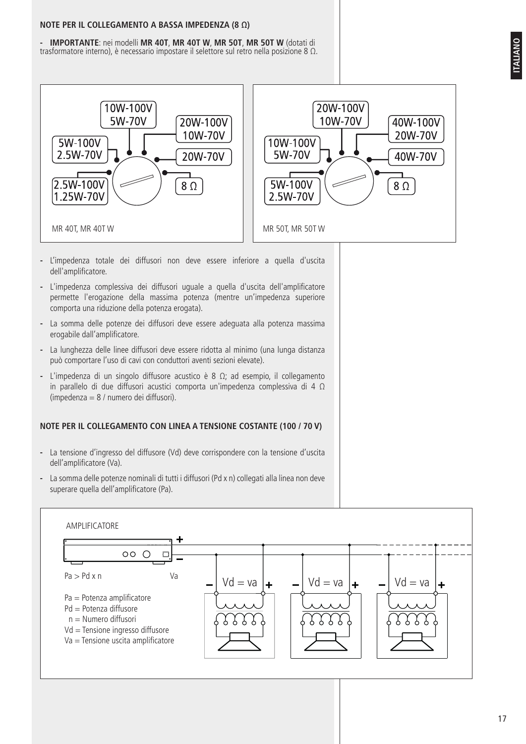**NOTE PER IL COLLEGAMENTO A BASSA IMPEDENZA (8 Ω)**

- **IMPORTANTE**: nei modelli **MR 40T**, **MR 40T W**, **MR 50T**, **MR 50T W** (dotati di trasformatore interno), è necessario impostare il selettore sul retro nella posizione 8 Ω.

10W-100V
5W-70V
20W-100V
10W-70V
5W-100V
2.5W-70V
20W-70V
2.5W-100V
1.25W-70V
8 Ω

MR 40T, MR 40T W

20W-100V
10W-70V
40W-100V
20W-70V
10W-100V
5W-70V
40W-70V
5W-100V
2.5W-70V
8 Ω

MR 50T, MR 50T W

- L'impedenza totale dei diffusori non deve essere inferiore a quella d'uscita dell'amplificatore.
- L'impedenza complessiva dei diffusori uguale a quella d'uscita dell'amplificatore permette l'erogazione della massima potenza (mentre un'impedenza superiore comporta una riduzione della potenza erogata).
- La somma delle potenze dei diffusori deve essere adeguata alla potenza massima erogabile dall'amplificatore.
- La lunghezza delle linee diffusori deve essere ridotta al minimo (una lunga distanza può comportare l'uso di cavi con conduttori aventi sezioni elevate).
- L'impedenza di un singolo diffusore acustico è 8 Ω; ad esempio, il collegamento in parallelo di due diffusori acustici comporta un'impedenza complessiva di 4 Ω (impedenza = 8 / numero dei diffusori).

**NOTE PER IL COLLEGAMENTO CON LINEA A TENSIONE COSTANTE (100 / 70 V)**

- La tensione d'ingresso del diffusore (Vd) deve corrispondere con la tensione d'uscita dell'amplificatore (Va).
- La somma delle potenze nominali di tutti i diffusori (Pd x n) collegati alla linea non deve superare quella dell'amplificatore (Pa).

AMPLIFICATORE

Pa > Pd x n

Va

Vd = va

Pa = Potenza amplificatore
Pd = Potenza diffusore
n = Numero diffusori
Vd = Tensione ingresso diffusore
Va = Tensione uscita amplificatore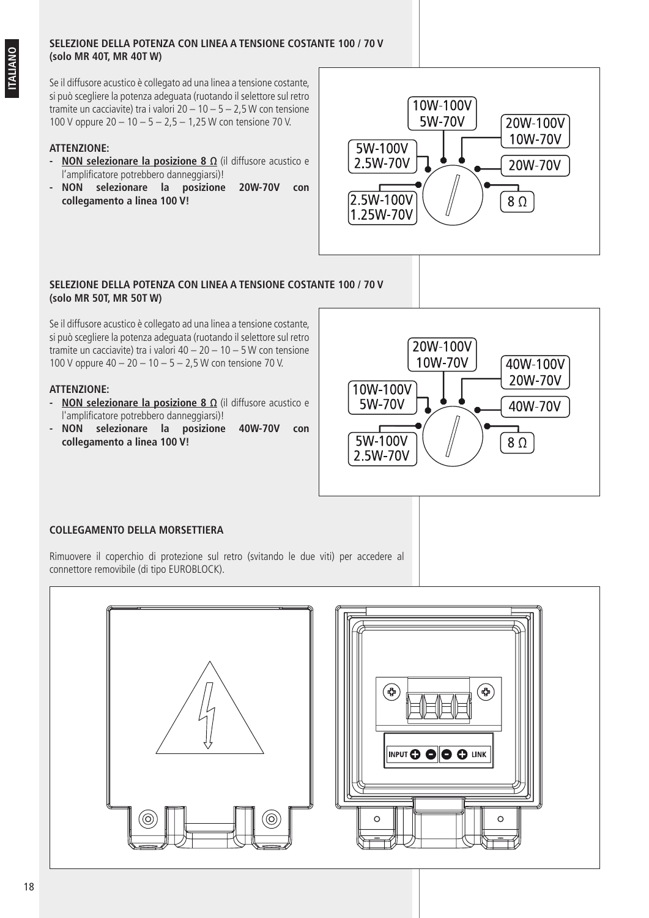## SELEZIONE DELLA POTENZA CON LINEA A TENSIONE COSTANTE 100 / 70 V (solo MR 40T, MR 40T W)

Se il diffusore acustico è collegato ad una linea a tensione costante, si può scegliere la potenza adeguata (ruotando il selettore sul retro tramite un cacciavite) tra i valori 20 – 10 – 5 – 2,5 W con tensione 100 V oppure 20 – 10 – 5 – 2,5 – 1,25 W con tensione 70 V.

**ATTENZIONE:**

- **NON selezionare la posizione 8 Ω** (il diffusore acustico e l'amplificatore potrebbero danneggiarsi)!
- **NON selezionare la posizione 20W-70V con collegamento a linea 100 V!**

10W-100V 5W-70V
20W-100V 10W-70V
5W-100V 2.5W-70V
20W-70V
2.5W-100V 1.25W-70V
8 Ω

## SELEZIONE DELLA POTENZA CON LINEA A TENSIONE COSTANTE 100 / 70 V (solo MR 50T, MR 50T W)

Se il diffusore acustico è collegato ad una linea a tensione costante, si può scegliere la potenza adeguata (ruotando il selettore sul retro tramite un cacciavite) tra i valori 40 – 20 – 10 – 5 W con tensione 100 V oppure 40 – 20 – 10 – 5 – 2,5 W con tensione 70 V.

**ATTENZIONE:**

- **NON selezionare la posizione 8 Ω** (il diffusore acustico e l'amplificatore potrebbero danneggiarsi)!
- **NON selezionare la posizione 40W-70V con collegamento a linea 100 V!**

20W-100V 10W-70V
40W-100V 20W-70V
10W-100V 5W-70V
40W-70V
5W-100V 2.5W-70V
8 Ω

## COLLEGAMENTO DELLA MORSETTIERA

Rimuovere il coperchio di protezione sul retro (svitando le due viti) per accedere al connettore removibile (di tipo EUROBLOCK).

INPUT + − − + LINK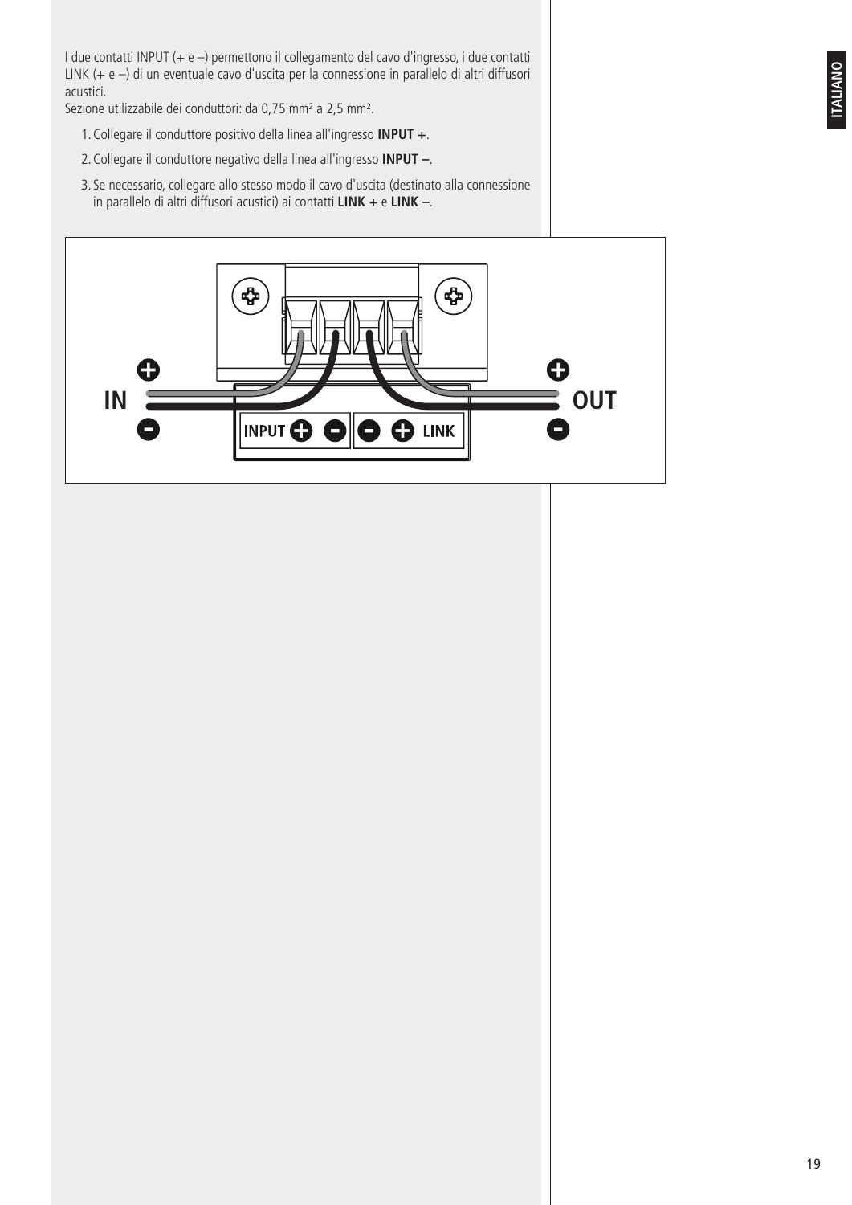I due contatti INPUT (+ e –) permettono il collegamento del cavo d'ingresso, i due contatti LINK (+ e –) di un eventuale cavo d'uscita per la connessione in parallelo di altri diffusori acustici.
Sezione utilizzabile dei conduttori: da 0,75 mm² a 2,5 mm².

1. Collegare il conduttore positivo della linea all'ingresso **INPUT +**.
2. Collegare il conduttore negativo della linea all'ingresso **INPUT –**.
3. Se necessario, collegare allo stesso modo il cavo d'uscita (destinato alla connessione in parallelo di altri diffusori acustici) ai contatti **LINK +** e **LINK –**.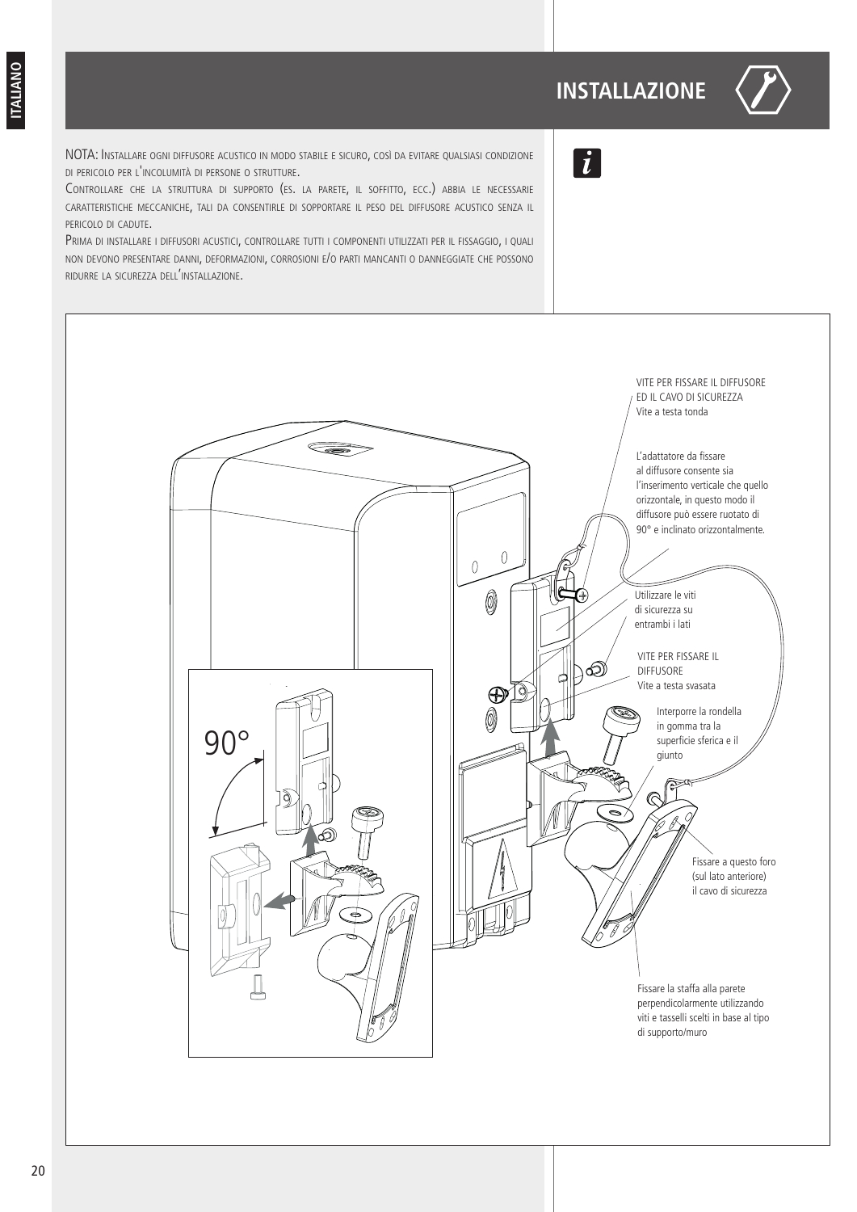# INSTALLAZIONE

NOTA: Installare ogni diffusore acustico in modo stabile e sicuro, così da evitare qualsiasi condizione di pericolo per l'incolumità di persone o strutture.

Controllare che la struttura di supporto (es. la parete, il soffitto, ecc.) abbia le necessarie caratteristiche meccaniche, tali da consentirle di sopportare il peso del diffusore acustico senza il pericolo di cadute.

Prima di installare i diffusori acustici, controllare tutti i componenti utilizzati per il fissaggio, i quali non devono presentare danni, deformazioni, corrosioni e/o parti mancanti o danneggiate che possono ridurre la sicurezza dell'installazione.

VITE PER FISSARE IL DIFFUSORE ED IL CAVO DI SICUREZZA
Vite a testa tonda

L'adattatore da fissare al diffusore consente sia l'inserimento verticale che quello orizzontale, in questo modo il diffusore può essere ruotato di 90° e inclinato orizzontalmente.

Utilizzare le viti di sicurezza su entrambi i lati

VITE PER FISSARE IL DIFFUSORE
Vite a testa svasata

Interporre la rondella in gomma tra la superficie sferica e il giunto

Fissare a questo foro (sul lato anteriore) il cavo di sicurezza

Fissare la staffa alla parete perpendicolarmente utilizzando viti e tasselli scelti in base al tipo di supporto/muro

90°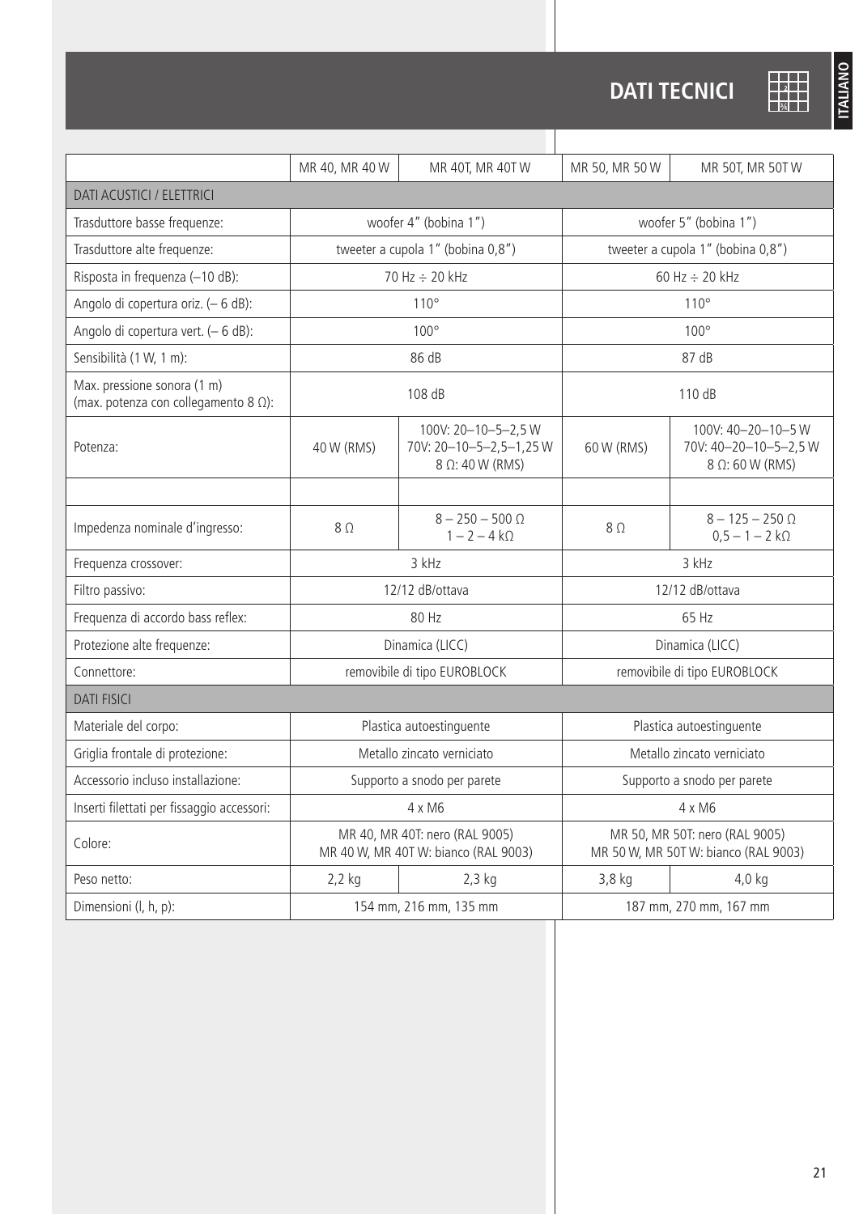# DATI TECNICI

| | MR 40, MR 40 W | MR 40T, MR 40T W | MR 50, MR 50 W | MR 50T, MR 50T W |
|---|---|---|---|---|
| DATI ACUSTICI / ELETTRICI | | | | |
| Trasduttore basse frequenze: | woofer 4" (bobina 1") | | woofer 5" (bobina 1") | |
| Trasduttore alte frequenze: | tweeter a cupola 1" (bobina 0,8") | | tweeter a cupola 1" (bobina 0,8") | |
| Risposta in frequenza (–10 dB): | 70 Hz ÷ 20 kHz | | 60 Hz ÷ 20 kHz | |
| Angolo di copertura oriz. (– 6 dB): | 110° | | 110° | |
| Angolo di copertura vert. (– 6 dB): | 100° | | 100° | |
| Sensibilità (1 W, 1 m): | 86 dB | | 87 dB | |
| Max. pressione sonora (1 m) (max. potenza con collegamento 8 Ω): | 108 dB | | 110 dB | |
| Potenza: | 40 W (RMS) | 100V: 20–10–5–2,5 W<br>70V: 20–10–5–2,5–1,25 W<br>8 Ω: 40 W (RMS) | 60 W (RMS) | 100V: 40–20–10–5 W<br>70V: 40–20–10–5–2,5 W<br>8 Ω: 60 W (RMS) |
| | | | | |
| Impedenza nominale d'ingresso: | 8 Ω | 8 – 250 – 500 Ω<br>1 – 2 – 4 kΩ | 8 Ω | 8 – 125 – 250 Ω<br>0,5 – 1 – 2 kΩ |
| Frequenza crossover: | 3 kHz | | 3 kHz | |
| Filtro passivo: | 12/12 dB/ottava | | 12/12 dB/ottava | |
| Frequenza di accordo bass reflex: | 80 Hz | | 65 Hz | |
| Protezione alte frequenze: | Dinamica (LICC) | | Dinamica (LICC) | |
| Connettore: | removibile di tipo EUROBLOCK | | removibile di tipo EUROBLOCK | |
| DATI FISICI | | | | |
| Materiale del corpo: | Plastica autoestinguente | | Plastica autoestinguente | |
| Griglia frontale di protezione: | Metallo zincato verniciato | | Metallo zincato verniciato | |
| Accessorio incluso installazione: | Supporto a snodo per parete | | Supporto a snodo per parete | |
| Inserti filettati per fissaggio accessori: | 4 x M6 | | 4 x M6 | |
| Colore: | MR 40, MR 40T: nero (RAL 9005)<br>MR 40 W, MR 40T W: bianco (RAL 9003) | | MR 50, MR 50T: nero (RAL 9005)<br>MR 50 W, MR 50T W: bianco (RAL 9003) | |
| Peso netto: | 2,2 kg | 2,3 kg | 3,8 kg | 4,0 kg |
| Dimensioni (l, h, p): | 154 mm, 216 mm, 135 mm | | 187 mm, 270 mm, 167 mm | |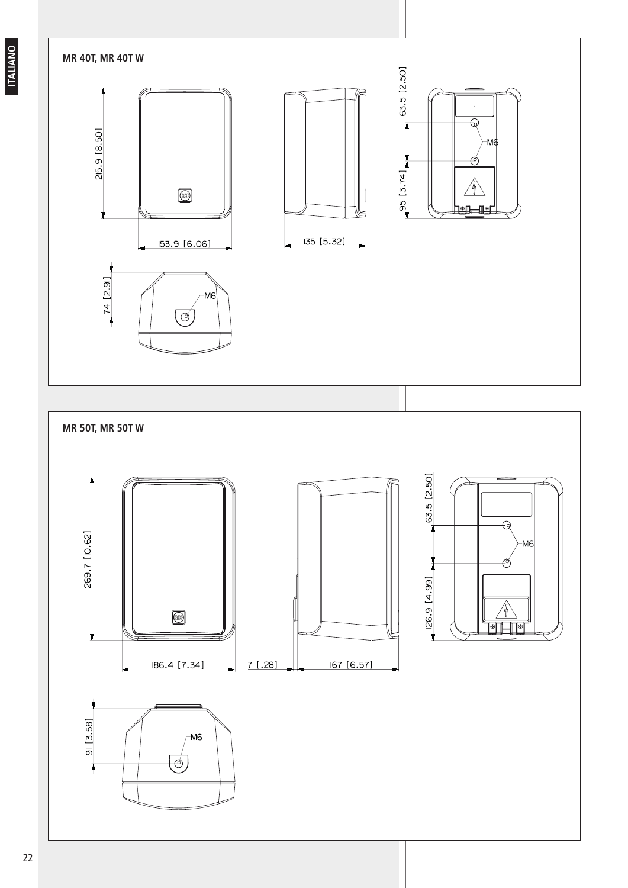## MR 40T, MR 40T W

215.9 [8.50]

153.9 [6.06]

135 [5.32]

63.5 [2.50]

M6

95 [3.74]

74 [2.91]

M6

## MR 50T, MR 50T W

269.7 [10.62]

186.4 [7.34]

7 [.28]

167 [6.57]

63.5 [2.50]

M6

126.9 [4.99]

91 [3.58]

M6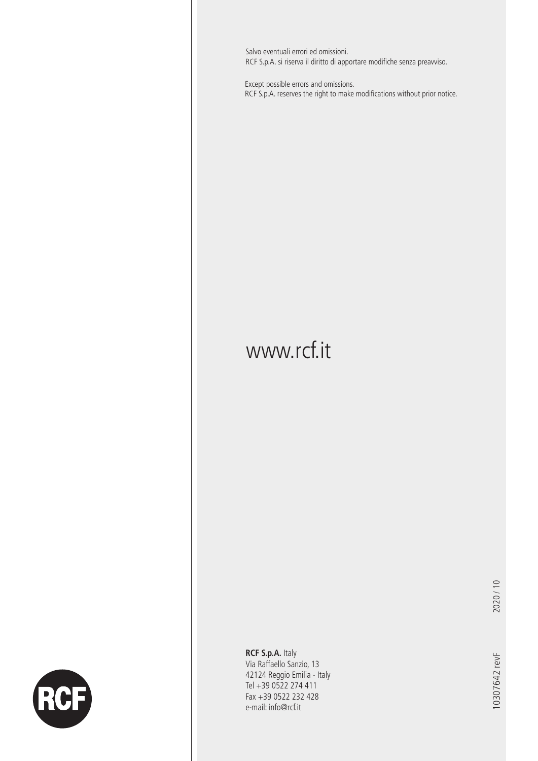Salvo eventuali errori ed omissioni.
RCF S.p.A. si riserva il diritto di apportare modifiche senza preavviso.

Except possible errors and omissions.
RCF S.p.A. reserves the right to make modifications without prior notice.

www.rcf.it

**RCF S.p.A.** Italy
Via Raffaello Sanzio, 13
42124 Reggio Emilia - Italy
Tel +39 0522 274 411
Fax +39 0522 232 428
e-mail: info@rcf.it

10307642 revF 2020 / 10